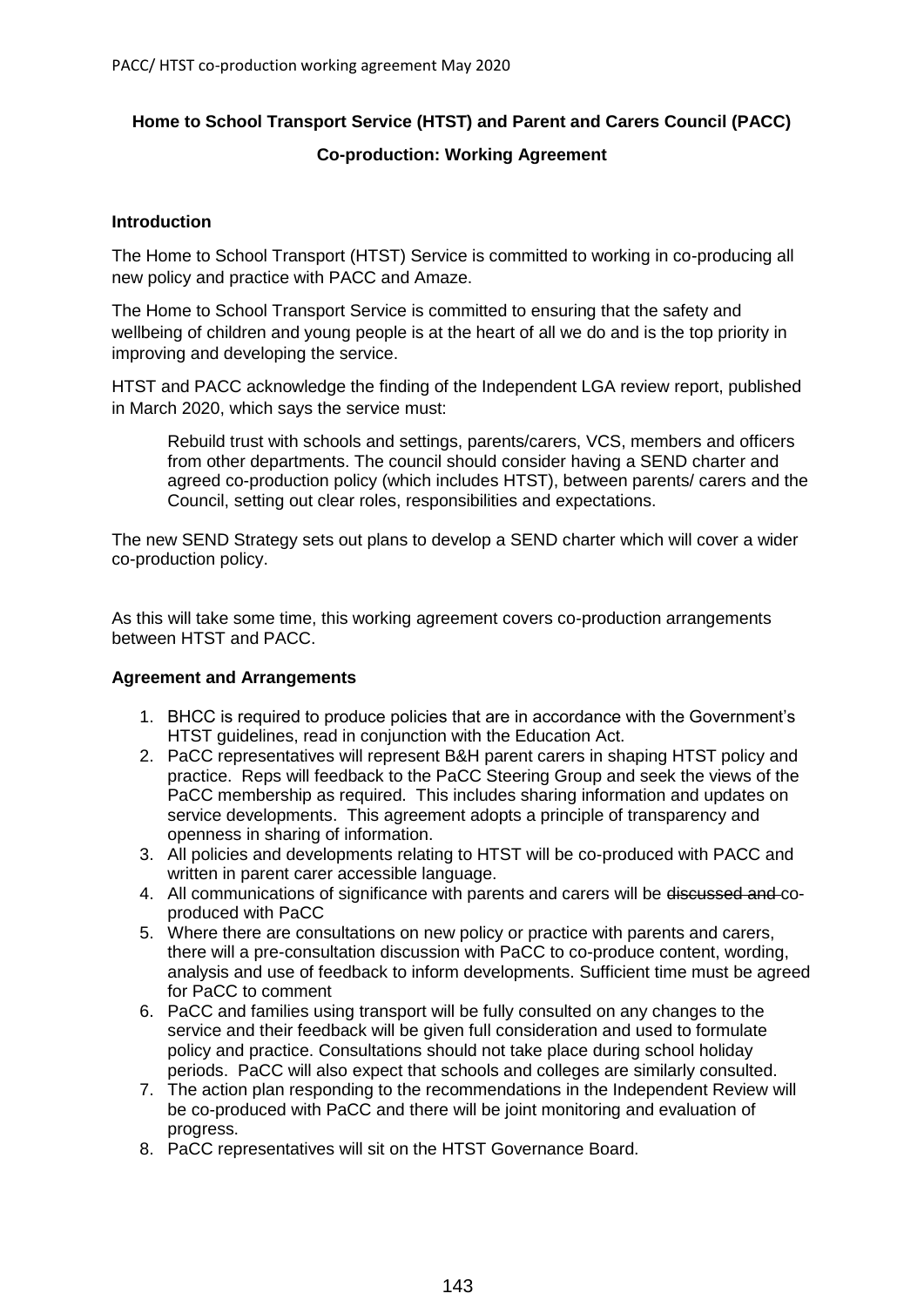**Home to School Transport Service (HTST) and Parent and Carers Council (PACC)**

**Co-production: Working Agreement**

**Introduction**

The Home to School Transport (HTST) Service is committed to working in co-producing all new policy and practice with PACC and Amaze.

The Home to School Transport Service is committed to ensuring that the safety and wellbeing of children and young people is at the heart of all we do and is the top priority in improving and developing the service.

HTST and PACC acknowledge the finding of the Independent LGA review report, published in March 2020, which says the service must:

> Rebuild trust with schools and settings, parents/carers, VCS, members and officers from other departments. The council should consider having a SEND charter and agreed co-production policy (which includes HTST), between parents/ carers and the Council, setting out clear roles, responsibilities and expectations.

The new SEND Strategy sets out plans to develop a SEND charter which will cover a wider co-production policy.

As this will take some time, this working agreement covers co-production arrangements between HTST and PACC.

**Agreement and Arrangements**

1. BHCC is required to produce policies that are in accordance with the Government's HTST guidelines, read in conjunction with the Education Act.
2. PaCC representatives will represent B&H parent carers in shaping HTST policy and practice. Reps will feedback to the PaCC Steering Group and seek the views of the PaCC membership as required. This includes sharing information and updates on service developments. This agreement adopts a principle of transparency and openness in sharing of information.
3. All policies and developments relating to HTST will be co-produced with PACC and written in parent carer accessible language.
4. All communications of significance with parents and carers will be ~~discussed and~~ co-produced with PaCC
5. Where there are consultations on new policy or practice with parents and carers, there will a pre-consultation discussion with PaCC to co-produce content, wording, analysis and use of feedback to inform developments. Sufficient time must be agreed for PaCC to comment
6. PaCC and families using transport will be fully consulted on any changes to the service and their feedback will be given full consideration and used to formulate policy and practice. Consultations should not take place during school holiday periods. PaCC will also expect that schools and colleges are similarly consulted.
7. The action plan responding to the recommendations in the Independent Review will be co-produced with PaCC and there will be joint monitoring and evaluation of progress.
8. PaCC representatives will sit on the HTST Governance Board.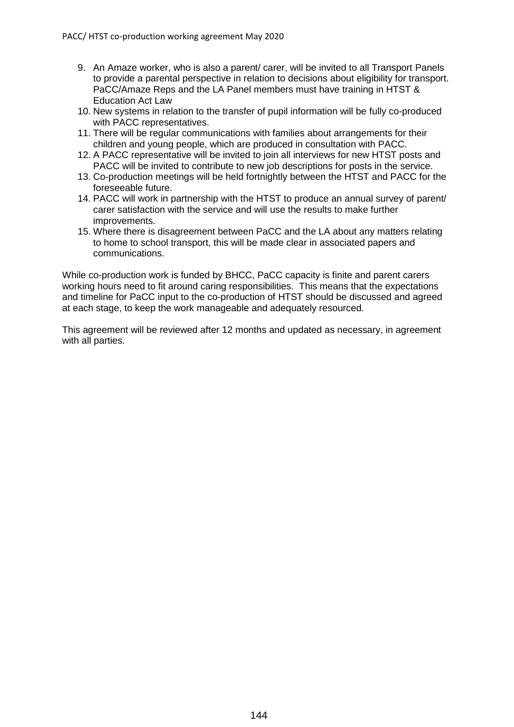9. An Amaze worker, who is also a parent/ carer, will be invited to all Transport Panels to provide a parental perspective in relation to decisions about eligibility for transport. PaCC/Amaze Reps and the LA Panel members must have training in HTST & Education Act Law
10. New systems in relation to the transfer of pupil information will be fully co-produced with PACC representatives.
11. There will be regular communications with families about arrangements for their children and young people, which are produced in consultation with PACC.
12. A PACC representative will be invited to join all interviews for new HTST posts and PACC will be invited to contribute to new job descriptions for posts in the service.
13. Co-production meetings will be held fortnightly between the HTST and PACC for the foreseeable future.
14. PACC will work in partnership with the HTST to produce an annual survey of parent/ carer satisfaction with the service and will use the results to make further improvements.
15. Where there is disagreement between PaCC and the LA about any matters relating to home to school transport, this will be made clear in associated papers and communications.

While co-production work is funded by BHCC, PaCC capacity is finite and parent carers working hours need to fit around caring responsibilities. This means that the expectations and timeline for PaCC input to the co-production of HTST should be discussed and agreed at each stage, to keep the work manageable and adequately resourced.

This agreement will be reviewed after 12 months and updated as necessary, in agreement with all parties.